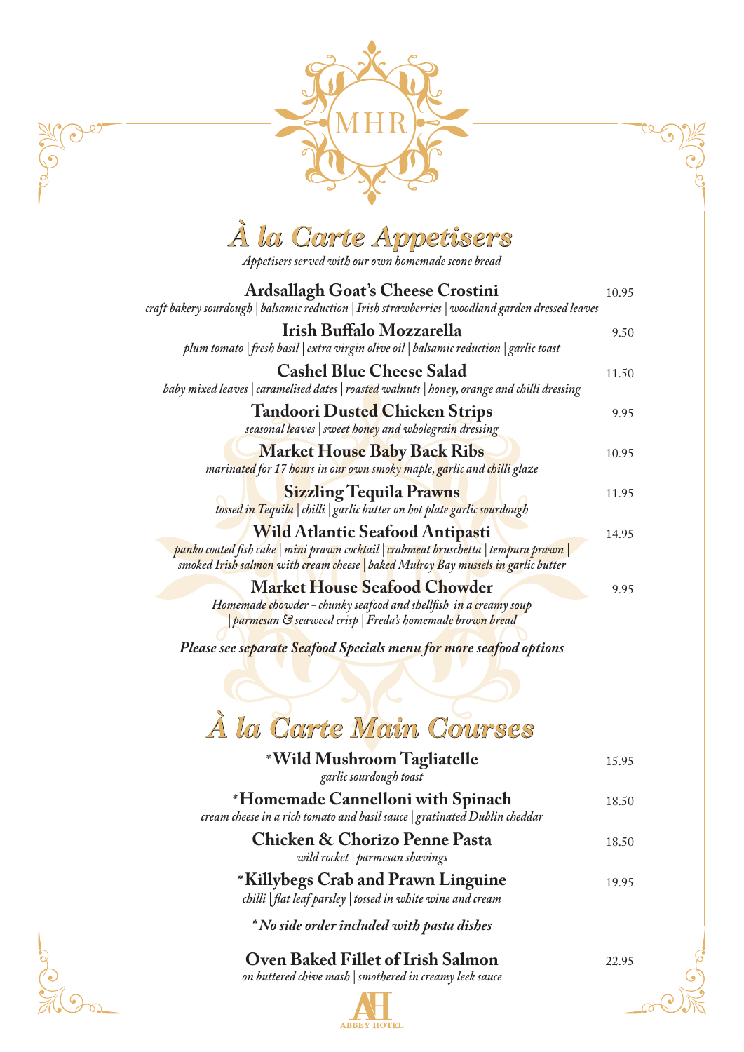MHR

# *À la Carte Appetisers*

*Appetisers served with our own homemade scone bread*

**Ardsallagh Goat's Cheese Crostini** 10.95
*craft bakery sourdough | balsamic reduction | Irish strawberries | woodland garden dressed leaves*

**Irish Buffalo Mozzarella** 9.50
*plum tomato | fresh basil | extra virgin olive oil | balsamic reduction | garlic toast*

**Cashel Blue Cheese Salad** 11.50
*baby mixed leaves | caramelised dates | roasted walnuts | honey, orange and chilli dressing*

**Tandoori Dusted Chicken Strips** 9.95
*seasonal leaves | sweet honey and wholegrain dressing*

**Market House Baby Back Ribs** 10.95
*marinated for 17 hours in our own smoky maple, garlic and chilli glaze*

**Sizzling Tequila Prawns** 11.95
*tossed in Tequila | chilli | garlic butter on hot plate garlic sourdough*

**Wild Atlantic Seafood Antipasti** 14.95
*panko coated fish cake | mini prawn cocktail | crabmeat bruschetta | tempura prawn | smoked Irish salmon with cream cheese | baked Mulroy Bay mussels in garlic butter*

**Market House Seafood Chowder** 9.95
*Homemade chowder - chunky seafood and shellfish in a creamy soup | parmesan & seaweed crisp | Freda's homemade brown bread*

***Please see separate Seafood Specials menu for more seafood options***

# *À la Carte Main Courses*

**\*Wild Mushroom Tagliatelle** 15.95
*garlic sourdough toast*

**\*Homemade Cannelloni with Spinach** 18.50
*cream cheese in a rich tomato and basil sauce | gratinated Dublin cheddar*

**Chicken & Chorizo Penne Pasta** 18.50
*wild rocket | parmesan shavings*

**\*Killybegs Crab and Prawn Linguine** 19.95
*chilli | flat leaf parsley | tossed in white wine and cream*

***\*No side order included with pasta dishes***

**Oven Baked Fillet of Irish Salmon** 22.95
*on buttered chive mash | smothered in creamy leek sauce*

ABBEY HOTEL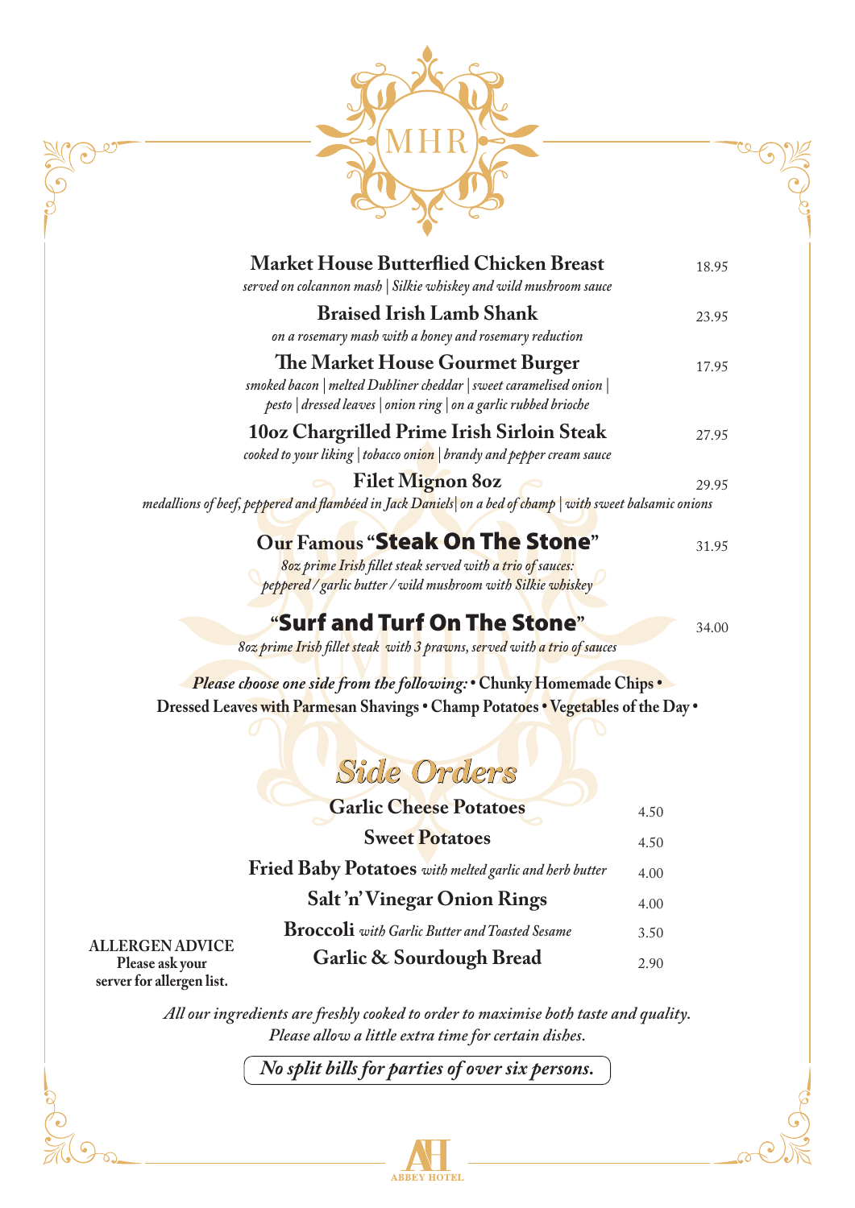MHR

**Market House Butterflied Chicken Breast** 18.95
*served on colcannon mash | Silkie whiskey and wild mushroom sauce*

**Braised Irish Lamb Shank** 23.95
*on a rosemary mash with a honey and rosemary reduction*

**The Market House Gourmet Burger** 17.95
*smoked bacon | melted Dubliner cheddar | sweet caramelised onion | pesto | dressed leaves | onion ring | on a garlic rubbed brioche*

**10oz Chargrilled Prime Irish Sirloin Steak** 27.95
*cooked to your liking | tobacco onion | brandy and pepper cream sauce*

**Filet Mignon 8oz** 29.95
*medallions of beef, peppered and flambéed in Jack Daniels| on a bed of champ | with sweet balsamic onions*

**Our Famous "Steak On The Stone"** 31.95
*8oz prime Irish fillet steak served with a trio of sauces: peppered / garlic butter / wild mushroom with Silkie whiskey*

**"Surf and Turf On The Stone"** 34.00
*8oz prime Irish fillet steak with 3 prawns, served with a trio of sauces*

***Please choose one side from the following:*** **• Chunky Homemade Chips • Dressed Leaves with Parmesan Shavings • Champ Potatoes • Vegetables of the Day •**

## *Side Orders*

| | |
|---|---|
| **Garlic Cheese Potatoes** | 4.50 |
| **Sweet Potatoes** | 4.50 |
| **Fried Baby Potatoes** *with melted garlic and herb butter* | 4.00 |
| **Salt 'n' Vinegar Onion Rings** | 4.00 |
| **Broccoli** *with Garlic Butter and Toasted Sesame* | 3.50 |
| **Garlic & Sourdough Bread** | 2.90 |

**ALLERGEN ADVICE**
**Please ask your server for allergen list.**

*All our ingredients are freshly cooked to order to maximise both taste and quality. Please allow a little extra time for certain dishes.*

***No split bills for parties of over six persons.***

ABBEY HOTEL